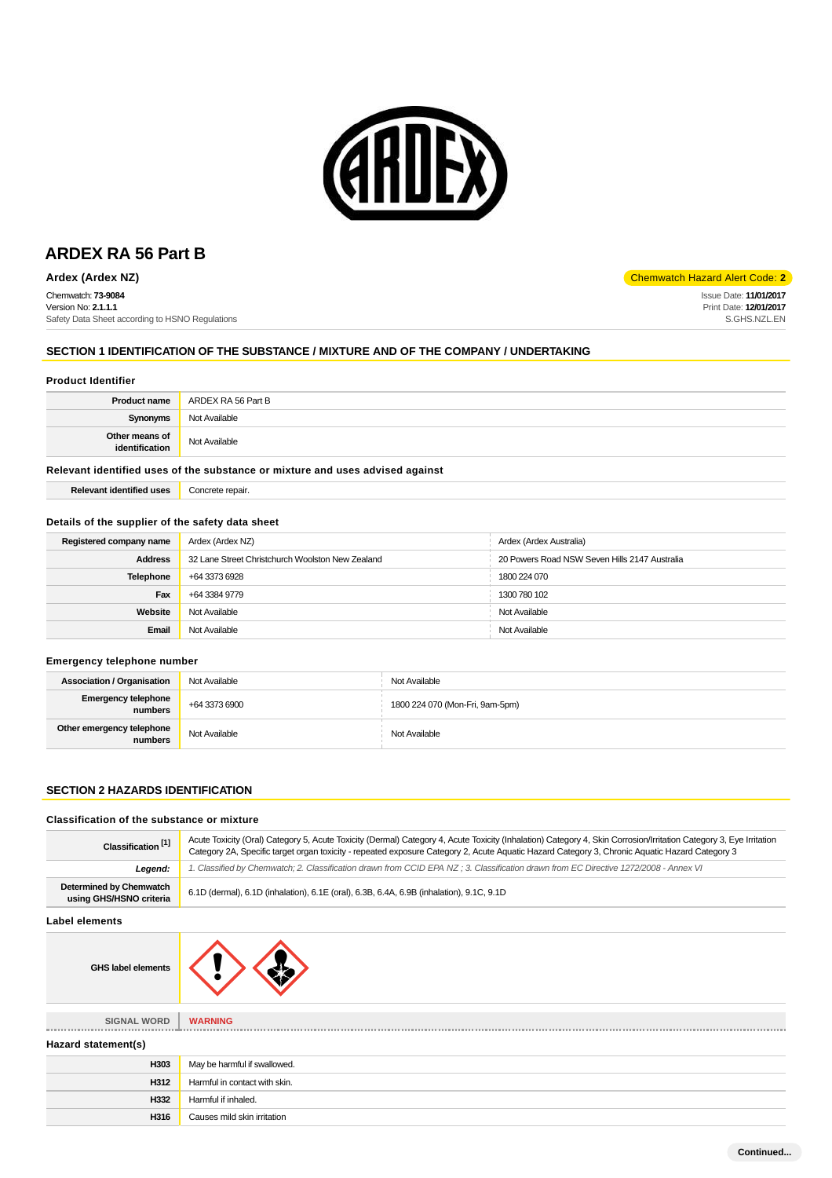# ARDEX RA 56 Part B

**Ardex (Ardex NZ)**

Chemwatch Hazard Alert Code: **2**

Chemwatch: **73-9084**
Version No: **2.1.1.1**
Safety Data Sheet according to HSNO Regulations

Issue Date: **11/01/2017**
Print Date: **12/01/2017**
S.GHS.NZL.EN

## SECTION 1 IDENTIFICATION OF THE SUBSTANCE / MIXTURE AND OF THE COMPANY / UNDERTAKING

### Product Identifier

| | |
|---|---|
| **Product name** | ARDEX RA 56 Part B |
| **Synonyms** | Not Available |
| **Other means of identification** | Not Available |

### Relevant identified uses of the substance or mixture and uses advised against

| | |
|---|---|
| **Relevant identified uses** | Concrete repair. |

### Details of the supplier of the safety data sheet

| | | |
|---|---|---|
| **Registered company name** | Ardex (Ardex NZ) | Ardex (Ardex Australia) |
| **Address** | 32 Lane Street Christchurch Woolston New Zealand | 20 Powers Road NSW Seven Hills 2147 Australia |
| **Telephone** | +64 3373 6928 | 1800 224 070 |
| **Fax** | +64 3384 9779 | 1300 780 102 |
| **Website** | Not Available | Not Available |
| **Email** | Not Available | Not Available |

### Emergency telephone number

| | | |
|---|---|---|
| **Association / Organisation** | Not Available | Not Available |
| **Emergency telephone numbers** | +64 3373 6900 | 1800 224 070 (Mon-Fri, 9am-5pm) |
| **Other emergency telephone numbers** | Not Available | Not Available |

## SECTION 2 HAZARDS IDENTIFICATION

### Classification of the substance or mixture

| | |
|---|---|
| **Classification [1]** | Acute Toxicity (Oral) Category 5, Acute Toxicity (Dermal) Category 4, Acute Toxicity (Inhalation) Category 4, Skin Corrosion/Irritation Category 3, Eye Irritation Category 2A, Specific target organ toxicity - repeated exposure Category 2, Acute Aquatic Hazard Category 3, Chronic Aquatic Hazard Category 3 |
| ***Legend:*** | *1. Classified by Chemwatch; 2. Classification drawn from CCID EPA NZ ; 3. Classification drawn from EC Directive 1272/2008 - Annex VI* |
| **Determined by Chemwatch using GHS/HSNO criteria** | 6.1D (dermal), 6.1D (inhalation), 6.1E (oral), 6.3B, 6.4A, 6.9B (inhalation), 9.1C, 9.1D |

### Label elements

| | |
|---|---|
| **GHS label elements** | |
| **SIGNAL WORD** | **WARNING** |

### Hazard statement(s)

| | |
|---|---|
| **H303** | May be harmful if swallowed. |
| **H312** | Harmful in contact with skin. |
| **H332** | Harmful if inhaled. |
| **H316** | Causes mild skin irritation |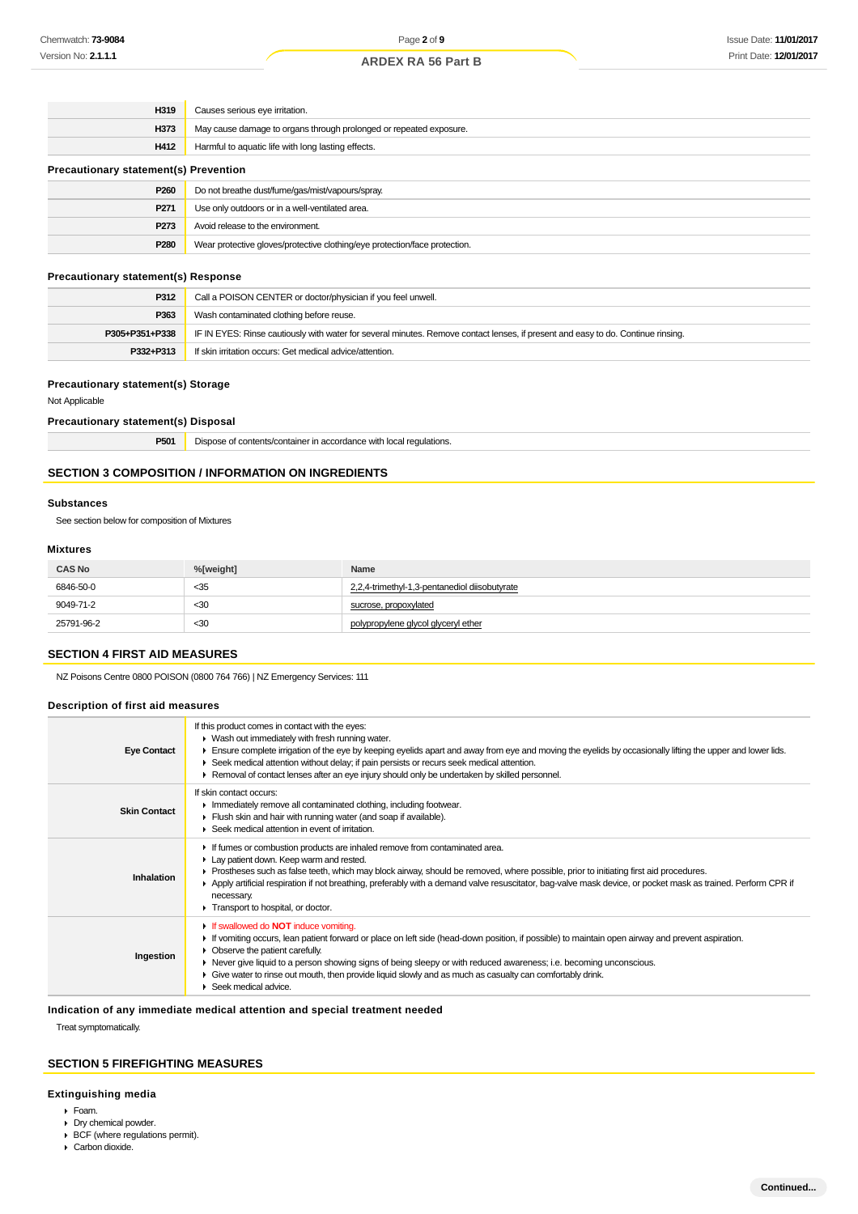| | |
|---|---|
| H319 | Causes serious eye irritation. |
| H373 | May cause damage to organs through prolonged or repeated exposure. |
| H412 | Harmful to aquatic life with long lasting effects. |

### Precautionary statement(s) Prevention

| | |
|---|---|
| P260 | Do not breathe dust/fume/gas/mist/vapours/spray. |
| P271 | Use only outdoors or in a well-ventilated area. |
| P273 | Avoid release to the environment. |
| P280 | Wear protective gloves/protective clothing/eye protection/face protection. |

### Precautionary statement(s) Response

| | |
|---|---|
| P312 | Call a POISON CENTER or doctor/physician if you feel unwell. |
| P363 | Wash contaminated clothing before reuse. |
| P305+P351+P338 | IF IN EYES: Rinse cautiously with water for several minutes. Remove contact lenses, if present and easy to do. Continue rinsing. |
| P332+P313 | If skin irritation occurs: Get medical advice/attention. |

### Precautionary statement(s) Storage

Not Applicable

### Precautionary statement(s) Disposal

| | |
|---|---|
| P501 | Dispose of contents/container in accordance with local regulations. |

## SECTION 3 COMPOSITION / INFORMATION ON INGREDIENTS

### Substances

See section below for composition of Mixtures

### Mixtures

| CAS No | %[weight] | Name |
|---|---|---|
| 6846-50-0 | <35 | 2,2,4-trimethyl-1,3-pentanediol diisobutyrate |
| 9049-71-2 | <30 | sucrose, propoxylated |
| 25791-96-2 | <30 | polypropylene glycol glyceryl ether |

## SECTION 4 FIRST AID MEASURES

NZ Poisons Centre 0800 POISON (0800 764 766) | NZ Emergency Services: 111

### Description of first aid measures

| | |
|---|---|
| **Eye Contact** | If this product comes in contact with the eyes:<br>▸ Wash out immediately with fresh running water.<br>▸ Ensure complete irrigation of the eye by keeping eyelids apart and away from eye and moving the eyelids by occasionally lifting the upper and lower lids.<br>▸ Seek medical attention without delay; if pain persists or recurs seek medical attention.<br>▸ Removal of contact lenses after an eye injury should only be undertaken by skilled personnel. |
| **Skin Contact** | If skin contact occurs:<br>▸ Immediately remove all contaminated clothing, including footwear.<br>▸ Flush skin and hair with running water (and soap if available).<br>▸ Seek medical attention in event of irritation. |
| **Inhalation** | ▸ If fumes or combustion products are inhaled remove from contaminated area.<br>▸ Lay patient down. Keep warm and rested.<br>▸ Prostheses such as false teeth, which may block airway, should be removed, where possible, prior to initiating first aid procedures.<br>▸ Apply artificial respiration if not breathing, preferably with a demand valve resuscitator, bag-valve mask device, or pocket mask as trained. Perform CPR if necessary.<br>▸ Transport to hospital, or doctor. |
| **Ingestion** | ▸ If swallowed do **NOT** induce vomiting.<br>▸ If vomiting occurs, lean patient forward or place on left side (head-down position, if possible) to maintain open airway and prevent aspiration.<br>▸ Observe the patient carefully.<br>▸ Never give liquid to a person showing signs of being sleepy or with reduced awareness; i.e. becoming unconscious.<br>▸ Give water to rinse out mouth, then provide liquid slowly and as much as casualty can comfortably drink.<br>▸ Seek medical advice. |

### Indication of any immediate medical attention and special treatment needed

Treat symptomatically.

## SECTION 5 FIREFIGHTING MEASURES

### Extinguishing media

- Foam.
- Dry chemical powder.
- BCF (where regulations permit).
- Carbon dioxide.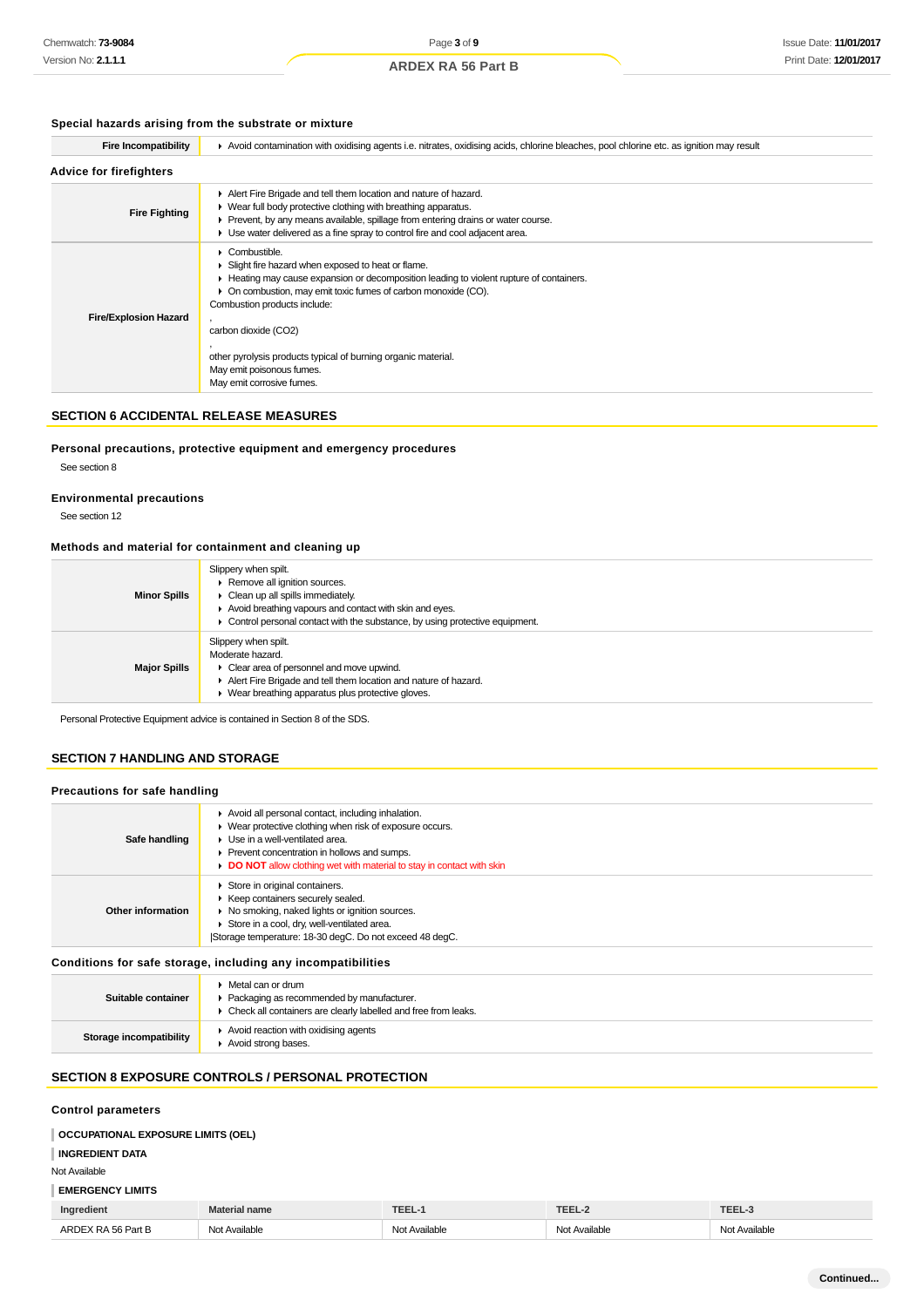### Special hazards arising from the substrate or mixture

| | |
|---|---|
| **Fire Incompatibility** | ▶ Avoid contamination with oxidising agents i.e. nitrates, oxidising acids, chlorine bleaches, pool chlorine etc. as ignition may result |

### Advice for firefighters

| | |
|---|---|
| **Fire Fighting** | ▶ Alert Fire Brigade and tell them location and nature of hazard.<br>▶ Wear full body protective clothing with breathing apparatus.<br>▶ Prevent, by any means available, spillage from entering drains or water course.<br>▶ Use water delivered as a fine spray to control fire and cool adjacent area. |
| **Fire/Explosion Hazard** | ▶ Combustible.<br>▶ Slight fire hazard when exposed to heat or flame.<br>▶ Heating may cause expansion or decomposition leading to violent rupture of containers.<br>▶ On combustion, may emit toxic fumes of carbon monoxide (CO).<br>Combustion products include:<br>,<br>carbon dioxide (CO2)<br>,<br>other pyrolysis products typical of burning organic material.<br>May emit poisonous fumes.<br>May emit corrosive fumes. |

## SECTION 6 ACCIDENTAL RELEASE MEASURES

### Personal precautions, protective equipment and emergency procedures

See section 8

### Environmental precautions

See section 12

### Methods and material for containment and cleaning up

| | |
|---|---|
| **Minor Spills** | Slippery when spilt.<br>▶ Remove all ignition sources.<br>▶ Clean up all spills immediately.<br>▶ Avoid breathing vapours and contact with skin and eyes.<br>▶ Control personal contact with the substance, by using protective equipment. |
| **Major Spills** | Slippery when spilt.<br>Moderate hazard.<br>▶ Clear area of personnel and move upwind.<br>▶ Alert Fire Brigade and tell them location and nature of hazard.<br>▶ Wear breathing apparatus plus protective gloves. |

Personal Protective Equipment advice is contained in Section 8 of the SDS.

## SECTION 7 HANDLING AND STORAGE

### Precautions for safe handling

| | |
|---|---|
| **Safe handling** | ▶ Avoid all personal contact, including inhalation.<br>▶ Wear protective clothing when risk of exposure occurs.<br>▶ Use in a well-ventilated area.<br>▶ Prevent concentration in hollows and sumps.<br>▶ **DO NOT** allow clothing wet with material to stay in contact with skin |
| **Other information** | ▶ Store in original containers.<br>▶ Keep containers securely sealed.<br>▶ No smoking, naked lights or ignition sources.<br>▶ Store in a cool, dry, well-ventilated area.<br>\|Storage temperature: 18-30 degC. Do not exceed 48 degC. |

### Conditions for safe storage, including any incompatibilities

| | |
|---|---|
| **Suitable container** | ▶ Metal can or drum<br>▶ Packaging as recommended by manufacturer.<br>▶ Check all containers are clearly labelled and free from leaks. |
| **Storage incompatibility** | ▶ Avoid reaction with oxidising agents<br>▶ Avoid strong bases. |

## SECTION 8 EXPOSURE CONTROLS / PERSONAL PROTECTION

### Control parameters

**OCCUPATIONAL EXPOSURE LIMITS (OEL)**

**INGREDIENT DATA**

Not Available

**EMERGENCY LIMITS**

| Ingredient | Material name | TEEL-1 | TEEL-2 | TEEL-3 |
|---|---|---|---|---|
| ARDEX RA 56 Part B | Not Available | Not Available | Not Available | Not Available |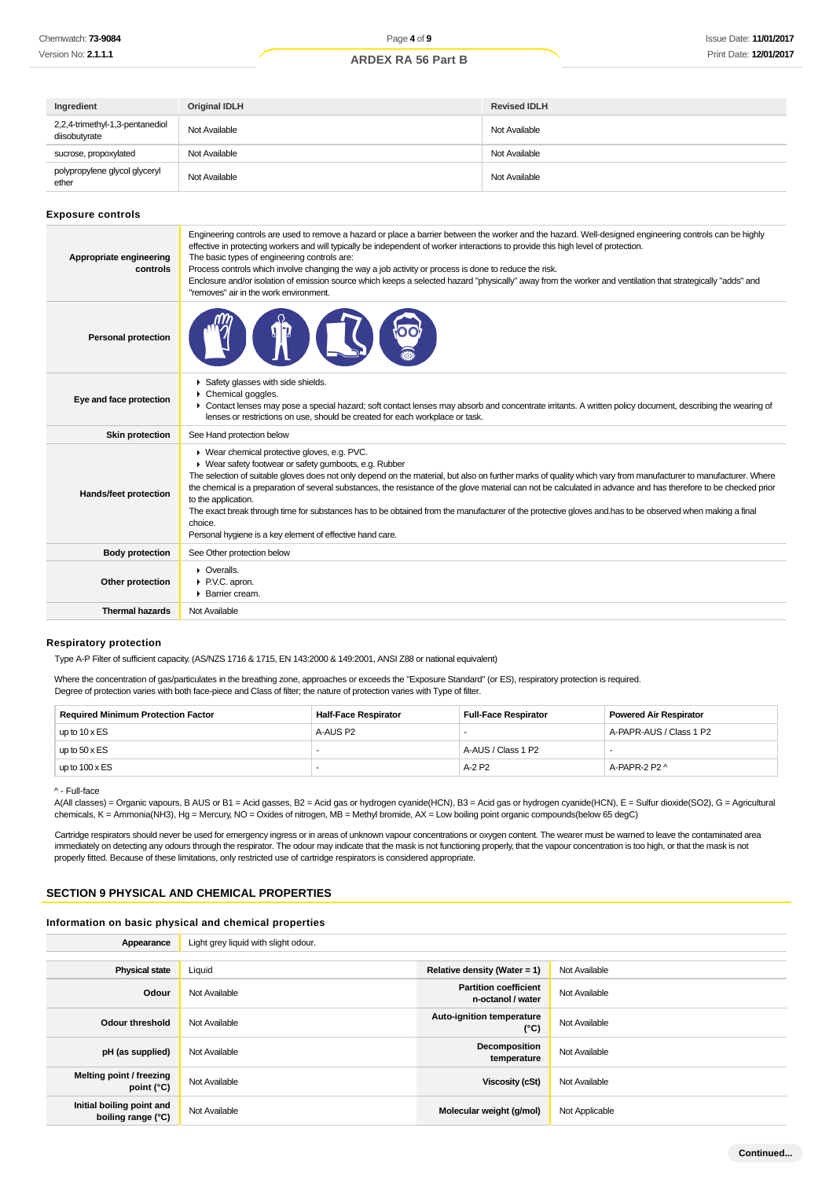| Ingredient | Original IDLH | Revised IDLH |
|---|---|---|
| 2,2,4-trimethyl-1,3-pentanediol diisobutyrate | Not Available | Not Available |
| sucrose, propoxylated | Not Available | Not Available |
| polypropylene glycol glyceryl ether | Not Available | Not Available |

### Exposure controls

| | |
|---|---|
| **Appropriate engineering controls** | Engineering controls are used to remove a hazard or place a barrier between the worker and the hazard. Well-designed engineering controls can be highly effective in protecting workers and will typically be independent of worker interactions to provide this high level of protection.<br>The basic types of engineering controls are:<br>Process controls which involve changing the way a job activity or process is done to reduce the risk.<br>Enclosure and/or isolation of emission source which keeps a selected hazard "physically" away from the worker and ventilation that strategically "adds" and "removes" air in the work environment. |
| **Personal protection** | |
| **Eye and face protection** | ▸ Safety glasses with side shields.<br>▸ Chemical goggles.<br>▸ Contact lenses may pose a special hazard; soft contact lenses may absorb and concentrate irritants. A written policy document, describing the wearing of lenses or restrictions on use, should be created for each workplace or task. |
| **Skin protection** | See Hand protection below |
| **Hands/feet protection** | ▸ Wear chemical protective gloves, e.g. PVC.<br>▸ Wear safety footwear or safety gumboots, e.g. Rubber<br>The selection of suitable gloves does not only depend on the material, but also on further marks of quality which vary from manufacturer to manufacturer. Where the chemical is a preparation of several substances, the resistance of the glove material can not be calculated in advance and has therefore to be checked prior to the application.<br>The exact break through time for substances has to be obtained from the manufacturer of the protective gloves and.has to be observed when making a final choice.<br>Personal hygiene is a key element of effective hand care. |
| **Body protection** | See Other protection below |
| **Other protection** | ▸ Overalls.<br>▸ P.V.C. apron.<br>▸ Barrier cream. |
| **Thermal hazards** | Not Available |

### Respiratory protection

Type A-P Filter of sufficient capacity. (AS/NZS 1716 & 1715, EN 143:2000 & 149:2001, ANSI Z88 or national equivalent)

Where the concentration of gas/particulates in the breathing zone, approaches or exceeds the "Exposure Standard" (or ES), respiratory protection is required.
Degree of protection varies with both face-piece and Class of filter; the nature of protection varies with Type of filter.

| Required Minimum Protection Factor | Half-Face Respirator | Full-Face Respirator | Powered Air Respirator |
|---|---|---|---|
| up to 10 x ES | A-AUS P2 | - | A-PAPR-AUS / Class 1 P2 |
| up to 50 x ES | - | A-AUS / Class 1 P2 | - |
| up to 100 x ES | - | A-2 P2 | A-PAPR-2 P2 ^ |

^ - Full-face
A(All classes) = Organic vapours, B AUS or B1 = Acid gasses, B2 = Acid gas or hydrogen cyanide(HCN), B3 = Acid gas or hydrogen cyanide(HCN), E = Sulfur dioxide(SO2), G = Agricultural chemicals, K = Ammonia(NH3), Hg = Mercury, NO = Oxides of nitrogen, MB = Methyl bromide, AX = Low boiling point organic compounds(below 65 degC)

Cartridge respirators should never be used for emergency ingress or in areas of unknown vapour concentrations or oxygen content. The wearer must be warned to leave the contaminated area immediately on detecting any odours through the respirator. The odour may indicate that the mask is not functioning properly, that the vapour concentration is too high, or that the mask is not properly fitted. Because of these limitations, only restricted use of cartridge respirators is considered appropriate.

## SECTION 9 PHYSICAL AND CHEMICAL PROPERTIES

### Information on basic physical and chemical properties

| | | | |
|---|---|---|---|
| **Appearance** | Light grey liquid with slight odour. | | |
| **Physical state** | Liquid | **Relative density (Water = 1)** | Not Available |
| **Odour** | Not Available | **Partition coefficient n-octanol / water** | Not Available |
| **Odour threshold** | Not Available | **Auto-ignition temperature (°C)** | Not Available |
| **pH (as supplied)** | Not Available | **Decomposition temperature** | Not Available |
| **Melting point / freezing point (°C)** | Not Available | **Viscosity (cSt)** | Not Available |
| **Initial boiling point and boiling range (°C)** | Not Available | **Molecular weight (g/mol)** | Not Applicable |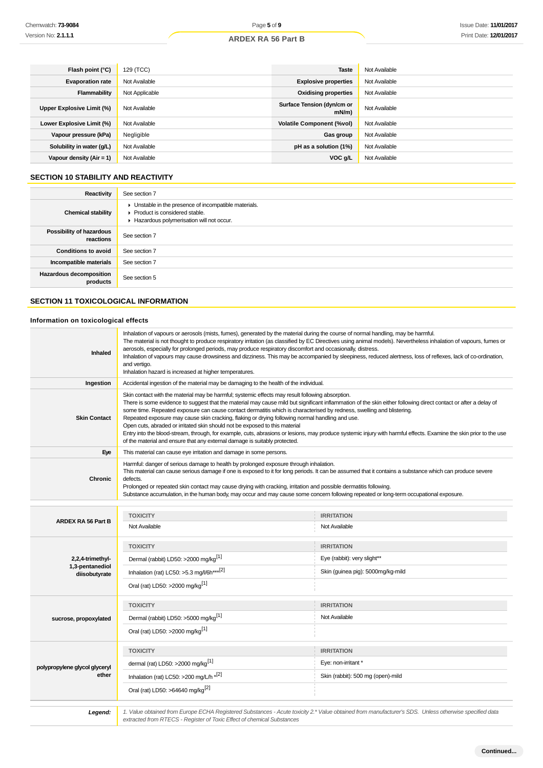| | | | |
|---|---|---|---|
| **Flash point (°C)** | 129 (TCC) | **Taste** | Not Available |
| **Evaporation rate** | Not Available | **Explosive properties** | Not Available |
| **Flammability** | Not Applicable | **Oxidising properties** | Not Available |
| **Upper Explosive Limit (%)** | Not Available | **Surface Tension (dyn/cm or mN/m)** | Not Available |
| **Lower Explosive Limit (%)** | Not Available | **Volatile Component (%vol)** | Not Available |
| **Vapour pressure (kPa)** | Negligible | **Gas group** | Not Available |
| **Solubility in water (g/L)** | Not Available | **pH as a solution (1%)** | Not Available |
| **Vapour density (Air = 1)** | Not Available | **VOC g/L** | Not Available |

## SECTION 10 STABILITY AND REACTIVITY

| | |
|---|---|
| **Reactivity** | See section 7 |
| **Chemical stability** | ▸ Unstable in the presence of incompatible materials.<br>▸ Product is considered stable.<br>▸ Hazardous polymerisation will not occur. |
| **Possibility of hazardous reactions** | See section 7 |
| **Conditions to avoid** | See section 7 |
| **Incompatible materials** | See section 7 |
| **Hazardous decomposition products** | See section 5 |

## SECTION 11 TOXICOLOGICAL INFORMATION

### Information on toxicological effects

| | |
|---|---|
| **Inhaled** | Inhalation of vapours or aerosols (mists, fumes), generated by the material during the course of normal handling, may be harmful.<br>The material is not thought to produce respiratory irritation (as classified by EC Directives using animal models). Nevertheless inhalation of vapours, fumes or aerosols, especially for prolonged periods, may produce respiratory discomfort and occasionally, distress.<br>Inhalation of vapours may cause drowsiness and dizziness. This may be accompanied by sleepiness, reduced alertness, loss of reflexes, lack of co-ordination, and vertigo.<br>Inhalation hazard is increased at higher temperatures. |
| **Ingestion** | Accidental ingestion of the material may be damaging to the health of the individual. |
| **Skin Contact** | Skin contact with the material may be harmful; systemic effects may result following absorption.<br>There is some evidence to suggest that the material may cause mild but significant inflammation of the skin either following direct contact or after a delay of some time. Repeated exposure can cause contact dermatitis which is characterised by redness, swelling and blistering.<br>Repeated exposure may cause skin cracking, flaking or drying following normal handling and use.<br>Open cuts, abraded or irritated skin should not be exposed to this material<br>Entry into the blood-stream, through, for example, cuts, abrasions or lesions, may produce systemic injury with harmful effects. Examine the skin prior to the use of the material and ensure that any external damage is suitably protected. |
| **Eye** | This material can cause eye irritation and damage in some persons. |
| **Chronic** | Harmful: danger of serious damage to health by prolonged exposure through inhalation.<br>This material can cause serious damage if one is exposed to it for long periods. It can be assumed that it contains a substance which can produce severe defects.<br>Prolonged or repeated skin contact may cause drying with cracking, irritation and possible dermatitis following.<br>Substance accumulation, in the human body, may occur and may cause some concern following repeated or long-term occupational exposure. |

| | TOXICITY | IRRITATION |
|---|---|---|
| **ARDEX RA 56 Part B** | Not Available | Not Available |
| **2,2,4-trimethyl-1,3-pentanediol diisobutyrate** | Dermal (rabbit) LD50: >2000 mg/kg[1] | Eye (rabbit): very slight** |
| | Inhalation (rat) LC50: >5.3 mg/l/6h***[2] | Skin (guinea pig): 5000mg/kg-mild |
| | Oral (rat) LD50: >2000 mg/kg[1] | |
| **sucrose, propoxylated** | Dermal (rabbit) LD50: >5000 mg/kg[1] | Not Available |
| | Oral (rat) LD50: >2000 mg/kg[1] | |
| **polypropylene glycol glyceryl ether** | dermal (rat) LD50: >2000 mg/kg[1] | Eye: non-irritant * |
| | Inhalation (rat) LC50: >200 mg/L/h *[2] | Skin (rabbit): 500 mg (open)-mild |
| | Oral (rat) LD50: >64640 mg/kg[2] | |

| | |
|---|---|
| ***Legend:*** | *1. Value obtained from Europe ECHA Registered Substances - Acute toxicity 2.* Value obtained from manufacturer's SDS. Unless otherwise specified data extracted from RTECS - Register of Toxic Effect of chemical Substances* |

**Continued...**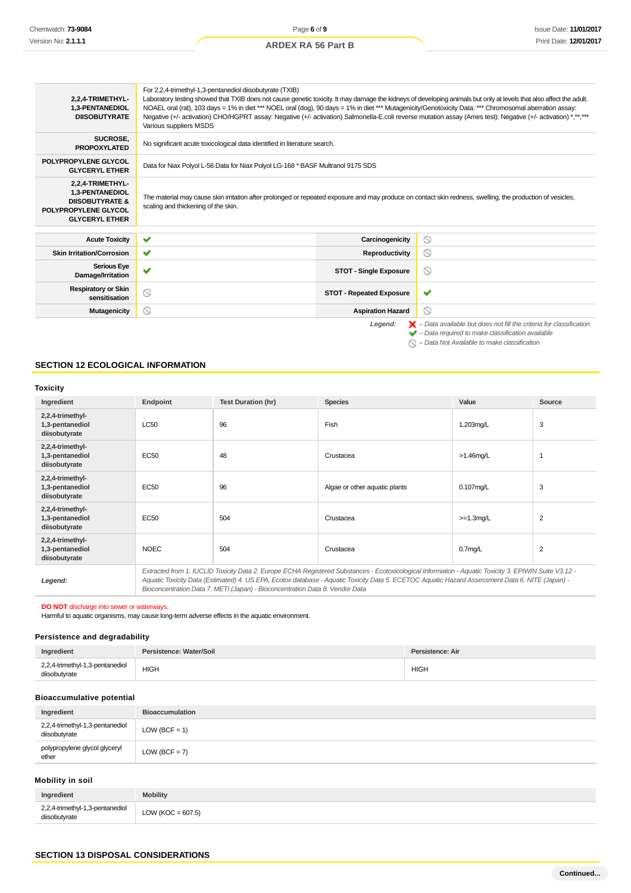| | |
|---|---|
| **2,2,4-TRIMETHYL-1,3-PENTANEDIOL DIISOBUTYRATE** | For 2,2,4-trimethyl-1,3-pentanediol diisobutyrate (TXIB) Laboratory testing showed that TXIB does not cause genetic toxicity. It may damage the kidneys of developing animals but only at levels that also affect the adult. NOAEL oral (rat), 103 days = 1% in diet *** NOEL oral (dog), 90 days = 1% in diet *** Mutagenicity/Genotoxicity Data: *** Chromosomal aberration assay: Negative (+/- activation) CHO/HGPRT assay: Negative (+/- activation) Salmonella-E.coli reverse mutation assay (Ames test): Negative (+/- activation) *,**,*** Various suppliers MSDS |
| **SUCROSE, PROPOXYLATED** | No significant acute toxicological data identified in literature search. |
| **POLYPROPYLENE GLYCOL GLYCERYL ETHER** | Data for Niax Polyol L-56 Data for Niax Polyol LG-168 * BASF Multranol 9175 SDS |
| **2,2,4-TRIMETHYL-1,3-PENTANEDIOL DIISOBUTYRATE & POLYPROPYLENE GLYCOL GLYCERYL ETHER** | The material may cause skin irritation after prolonged or repeated exposure and may produce on contact skin redness, swelling, the production of vesicles, scaling and thickening of the skin. |

| | | | |
|---|---|---|---|
| **Acute Toxicity** | ✔ | **Carcinogenicity** | ⦸ |
| **Skin Irritation/Corrosion** | ✔ | **Reproductivity** | ⦸ |
| **Serious Eye Damage/Irritation** | ✔ | **STOT - Single Exposure** | ⦸ |
| **Respiratory or Skin sensitisation** | ⦸ | **STOT - Repeated Exposure** | ✔ |
| **Mutagenicity** | ⦸ | **Aspiration Hazard** | ⦸ |

*Legend:*
- ✘ *– Data available but does not fill the criteria for classification*
- ✔ *– Data required to make classification available*
- ⦸ *– Data Not Available to make classification*

## SECTION 12 ECOLOGICAL INFORMATION

### Toxicity

| Ingredient | Endpoint | Test Duration (hr) | Species | Value | Source |
|---|---|---|---|---|---|
| **2,2,4-trimethyl-1,3-pentanediol diisobutyrate** | LC50 | 96 | Fish | 1.203mg/L | 3 |
| **2,2,4-trimethyl-1,3-pentanediol diisobutyrate** | EC50 | 48 | Crustacea | >1.46mg/L | 1 |
| **2,2,4-trimethyl-1,3-pentanediol diisobutyrate** | EC50 | 96 | Algae or other aquatic plants | 0.107mg/L | 3 |
| **2,2,4-trimethyl-1,3-pentanediol diisobutyrate** | EC50 | 504 | Crustacea | >=1.3mg/L | 2 |
| **2,2,4-trimethyl-1,3-pentanediol diisobutyrate** | NOEC | 504 | Crustacea | 0.7mg/L | 2 |
| ***Legend:*** | *Extracted from 1. IUCLID Toxicity Data 2. Europe ECHA Registered Substances - Ecotoxicological Information - Aquatic Toxicity 3. EPIWIN Suite V3.12 - Aquatic Toxicity Data (Estimated) 4. US EPA, Ecotox database - Aquatic Toxicity Data 5. ECETOC Aquatic Hazard Assessment Data 6. NITE (Japan) - Bioconcentration Data 7. METI (Japan) - Bioconcentration Data 8. Vendor Data* | | | | |

**DO NOT** discharge into sewer or waterways.
Harmful to aquatic organisms, may cause long-term adverse effects in the aquatic environment.

### Persistence and degradability

| Ingredient | Persistence: Water/Soil | Persistence: Air |
|---|---|---|
| 2,2,4-trimethyl-1,3-pentanediol diisobutyrate | HIGH | HIGH |

### Bioaccumulative potential

| Ingredient | Bioaccumulation |
|---|---|
| 2,2,4-trimethyl-1,3-pentanediol diisobutyrate | LOW (BCF = 1) |
| polypropylene glycol glyceryl ether | LOW (BCF = 7) |

### Mobility in soil

| Ingredient | Mobility |
|---|---|
| 2,2,4-trimethyl-1,3-pentanediol diisobutyrate | LOW (KOC = 607.5) |

## SECTION 13 DISPOSAL CONSIDERATIONS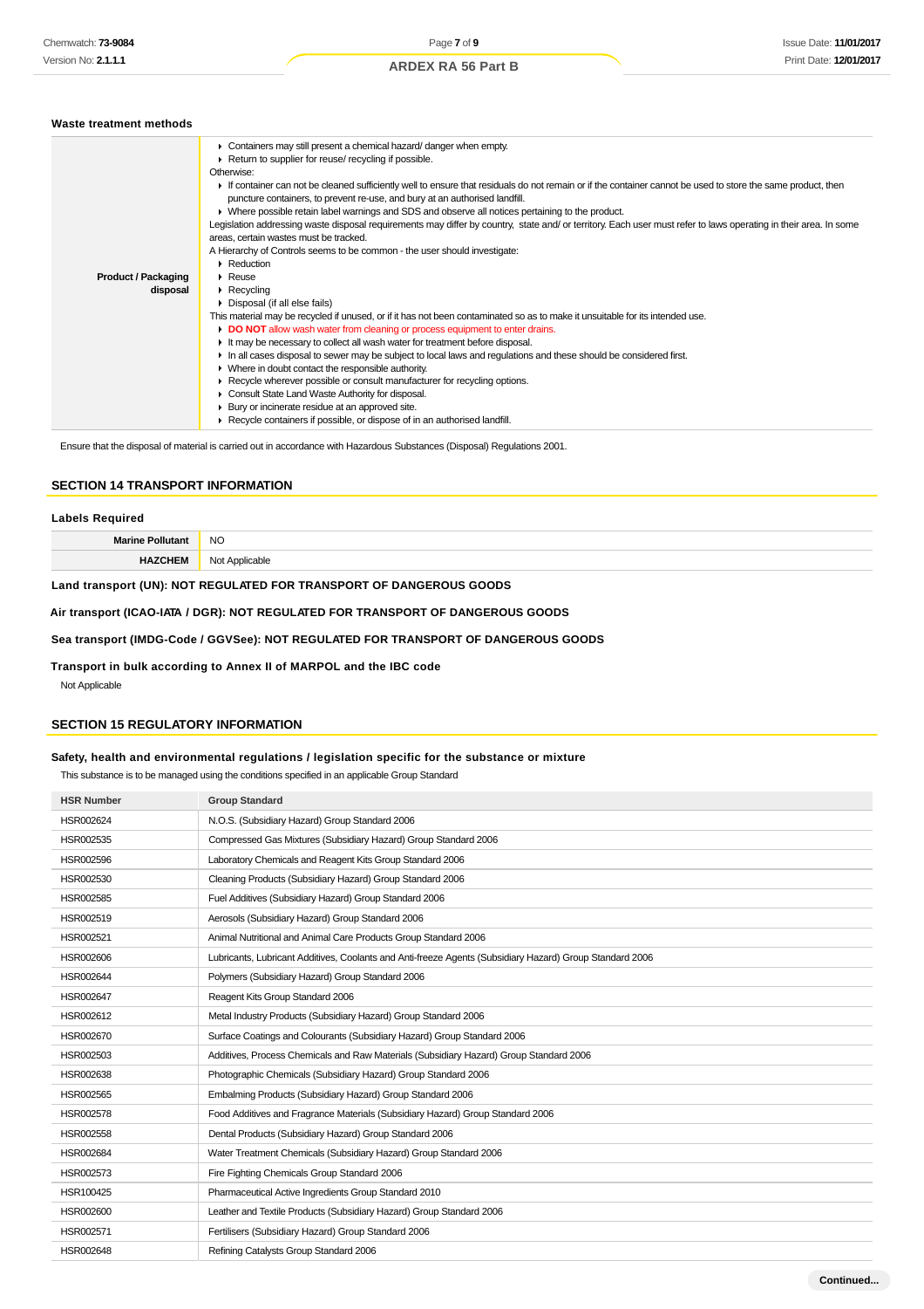### Waste treatment methods

| | |
|---|---|
| **Product / Packaging disposal** | ▸ Containers may still present a chemical hazard/ danger when empty.<br>▸ Return to supplier for reuse/ recycling if possible.<br>Otherwise:<br>▸ If container can not be cleaned sufficiently well to ensure that residuals do not remain or if the container cannot be used to store the same product, then puncture containers, to prevent re-use, and bury at an authorised landfill.<br>▸ Where possible retain label warnings and SDS and observe all notices pertaining to the product.<br>Legislation addressing waste disposal requirements may differ by country, state and/ or territory. Each user must refer to laws operating in their area. In some areas, certain wastes must be tracked.<br>A Hierarchy of Controls seems to be common - the user should investigate:<br>▸ Reduction<br>▸ Reuse<br>▸ Recycling<br>▸ Disposal (if all else fails)<br>This material may be recycled if unused, or if it has not been contaminated so as to make it unsuitable for its intended use.<br>▸ **DO NOT** allow wash water from cleaning or process equipment to enter drains.<br>▸ It may be necessary to collect all wash water for treatment before disposal.<br>▸ In all cases disposal to sewer may be subject to local laws and regulations and these should be considered first.<br>▸ Where in doubt contact the responsible authority.<br>▸ Recycle wherever possible or consult manufacturer for recycling options.<br>▸ Consult State Land Waste Authority for disposal.<br>▸ Bury or incinerate residue at an approved site.<br>▸ Recycle containers if possible, or dispose of in an authorised landfill. |

Ensure that the disposal of material is carried out in accordance with Hazardous Substances (Disposal) Regulations 2001.

## SECTION 14 TRANSPORT INFORMATION

### Labels Required

| | |
|---|---|
| **Marine Pollutant** | NO |
| **HAZCHEM** | Not Applicable |

**Land transport (UN): NOT REGULATED FOR TRANSPORT OF DANGEROUS GOODS**

**Air transport (ICAO-IATA / DGR): NOT REGULATED FOR TRANSPORT OF DANGEROUS GOODS**

**Sea transport (IMDG-Code / GGVSee): NOT REGULATED FOR TRANSPORT OF DANGEROUS GOODS**

**Transport in bulk according to Annex II of MARPOL and the IBC code**

Not Applicable

## SECTION 15 REGULATORY INFORMATION

### Safety, health and environmental regulations / legislation specific for the substance or mixture

This substance is to be managed using the conditions specified in an applicable Group Standard

| HSR Number | Group Standard |
|---|---|
| HSR002624 | N.O.S. (Subsidiary Hazard) Group Standard 2006 |
| HSR002535 | Compressed Gas Mixtures (Subsidiary Hazard) Group Standard 2006 |
| HSR002596 | Laboratory Chemicals and Reagent Kits Group Standard 2006 |
| HSR002530 | Cleaning Products (Subsidiary Hazard) Group Standard 2006 |
| HSR002585 | Fuel Additives (Subsidiary Hazard) Group Standard 2006 |
| HSR002519 | Aerosols (Subsidiary Hazard) Group Standard 2006 |
| HSR002521 | Animal Nutritional and Animal Care Products Group Standard 2006 |
| HSR002606 | Lubricants, Lubricant Additives, Coolants and Anti-freeze Agents (Subsidiary Hazard) Group Standard 2006 |
| HSR002644 | Polymers (Subsidiary Hazard) Group Standard 2006 |
| HSR002647 | Reagent Kits Group Standard 2006 |
| HSR002612 | Metal Industry Products (Subsidiary Hazard) Group Standard 2006 |
| HSR002670 | Surface Coatings and Colourants (Subsidiary Hazard) Group Standard 2006 |
| HSR002503 | Additives, Process Chemicals and Raw Materials (Subsidiary Hazard) Group Standard 2006 |
| HSR002638 | Photographic Chemicals (Subsidiary Hazard) Group Standard 2006 |
| HSR002565 | Embalming Products (Subsidiary Hazard) Group Standard 2006 |
| HSR002578 | Food Additives and Fragrance Materials (Subsidiary Hazard) Group Standard 2006 |
| HSR002558 | Dental Products (Subsidiary Hazard) Group Standard 2006 |
| HSR002684 | Water Treatment Chemicals (Subsidiary Hazard) Group Standard 2006 |
| HSR002573 | Fire Fighting Chemicals Group Standard 2006 |
| HSR100425 | Pharmaceutical Active Ingredients Group Standard 2010 |
| HSR002600 | Leather and Textile Products (Subsidiary Hazard) Group Standard 2006 |
| HSR002571 | Fertilisers (Subsidiary Hazard) Group Standard 2006 |
| HSR002648 | Refining Catalysts Group Standard 2006 |

Continued...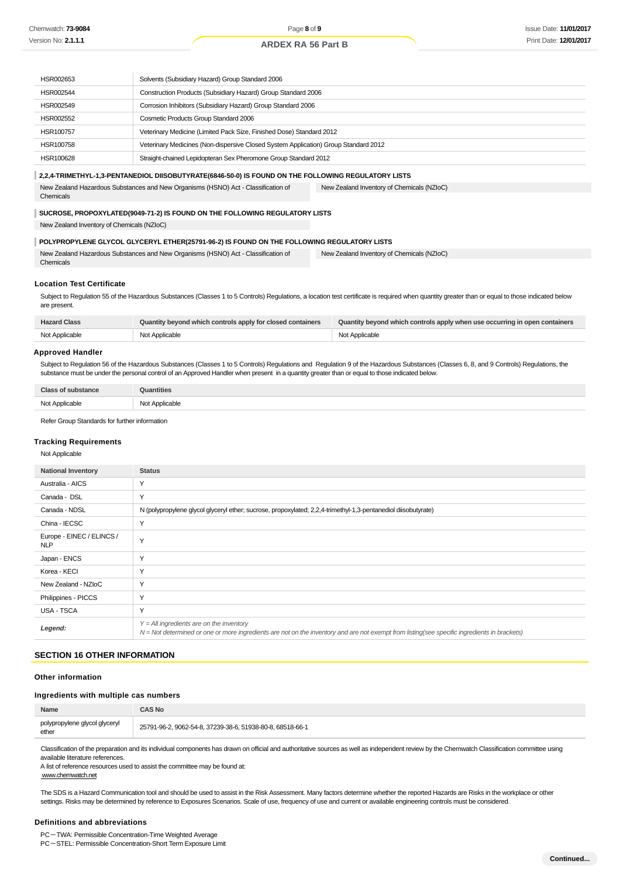| | |
|---|---|
| HSR002653 | Solvents (Subsidiary Hazard) Group Standard 2006 |
| HSR002544 | Construction Products (Subsidiary Hazard) Group Standard 2006 |
| HSR002549 | Corrosion Inhibitors (Subsidiary Hazard) Group Standard 2006 |
| HSR002552 | Cosmetic Products Group Standard 2006 |
| HSR100757 | Veterinary Medicine (Limited Pack Size, Finished Dose) Standard 2012 |
| HSR100758 | Veterinary Medicines (Non-dispersive Closed System Application) Group Standard 2012 |
| HSR100628 | Straight-chained Lepidopteran Sex Pheromone Group Standard 2012 |

**2,2,4-TRIMETHYL-1,3-PENTANEDIOL DIISOBUTYRATE(6846-50-0) IS FOUND ON THE FOLLOWING REGULATORY LISTS**

| | |
|---|---|
| New Zealand Hazardous Substances and New Organisms (HSNO) Act - Classification of Chemicals | New Zealand Inventory of Chemicals (NZIoC) |

**SUCROSE, PROPOXYLATED(9049-71-2) IS FOUND ON THE FOLLOWING REGULATORY LISTS**

New Zealand Inventory of Chemicals (NZIoC)

**POLYPROPYLENE GLYCOL GLYCERYL ETHER(25791-96-2) IS FOUND ON THE FOLLOWING REGULATORY LISTS**

| | |
|---|---|
| New Zealand Hazardous Substances and New Organisms (HSNO) Act - Classification of Chemicals | New Zealand Inventory of Chemicals (NZIoC) |

### Location Test Certificate

Subject to Regulation 55 of the Hazardous Substances (Classes 1 to 5 Controls) Regulations, a location test certificate is required when quantity greater than or equal to those indicated below are present.

| Hazard Class | Quantity beyond which controls apply for closed containers | Quantity beyond which controls apply when use occurring in open containers |
|---|---|---|
| Not Applicable | Not Applicable | Not Applicable |

### Approved Handler

Subject to Regulation 56 of the Hazardous Substances (Classes 1 to 5 Controls) Regulations and Regulation 9 of the Hazardous Substances (Classes 6, 8, and 9 Controls) Regulations, the substance must be under the personal control of an Approved Handler when present in a quantity greater than or equal to those indicated below.

| Class of substance | Quantities |
|---|---|
| Not Applicable | Not Applicable |

Refer Group Standards for further information

### Tracking Requirements

Not Applicable

| National Inventory | Status |
|---|---|
| Australia - AICS | Y |
| Canada - DSL | Y |
| Canada - NDSL | N (polypropylene glycol glyceryl ether; sucrose, propoxylated; 2,2,4-trimethyl-1,3-pentanediol diisobutyrate) |
| China - IECSC | Y |
| Europe - EINEC / ELINCS / NLP | Y |
| Japan - ENCS | Y |
| Korea - KECI | Y |
| New Zealand - NZIoC | Y |
| Philippines - PICCS | Y |
| USA - TSCA | Y |
| *Legend:* | *Y = All ingredients are on the inventory*<br>*N = Not determined or one or more ingredients are not on the inventory and are not exempt from listing(see specific ingredients in brackets)* |

## SECTION 16 OTHER INFORMATION

### Other information

### Ingredients with multiple cas numbers

| Name | CAS No |
|---|---|
| polypropylene glycol glyceryl ether | 25791-96-2, 9062-54-8, 37239-38-6, 51938-80-8, 68518-66-1 |

Classification of the preparation and its individual components has drawn on official and authoritative sources as well as independent review by the Chemwatch Classification committee using available literature references.
A list of reference resources used to assist the committee may be found at:
www.chemwatch.net

The SDS is a Hazard Communication tool and should be used to assist in the Risk Assessment. Many factors determine whether the reported Hazards are Risks in the workplace or other settings. Risks may be determined by reference to Exposures Scenarios. Scale of use, frequency of use and current or available engineering controls must be considered.

### Definitions and abbreviations

PC－TWA: Permissible Concentration-Time Weighted Average
PC－STEL: Permissible Concentration-Short Term Exposure Limit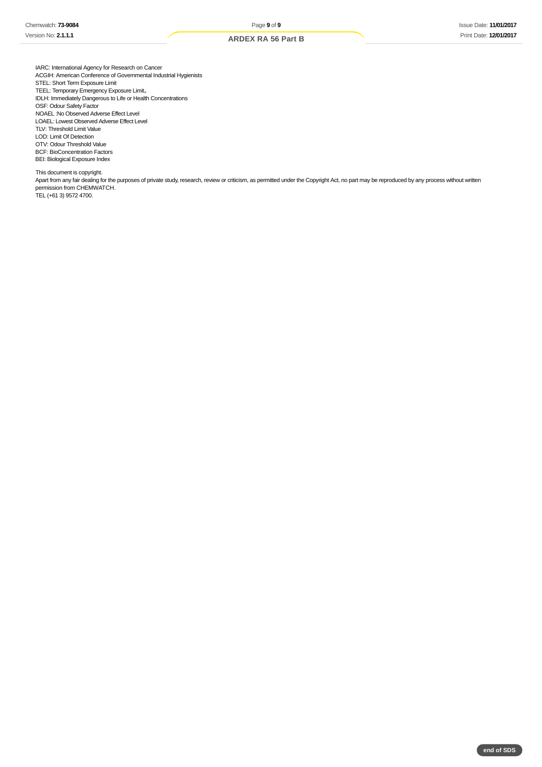IARC: International Agency for Research on Cancer
ACGIH: American Conference of Governmental Industrial Hygienists
STEL: Short Term Exposure Limit
TEEL: Temporary Emergency Exposure Limit。
IDLH: Immediately Dangerous to Life or Health Concentrations
OSF: Odour Safety Factor
NOAEL :No Observed Adverse Effect Level
LOAEL: Lowest Observed Adverse Effect Level
TLV: Threshold Limit Value
LOD: Limit Of Detection
OTV: Odour Threshold Value
BCF: BioConcentration Factors
BEI: Biological Exposure Index

This document is copyright.
Apart from any fair dealing for the purposes of private study, research, review or criticism, as permitted under the Copyright Act, no part may be reproduced by any process without written permission from CHEMWATCH.
TEL (+61 3) 9572 4700.

**end of SDS**